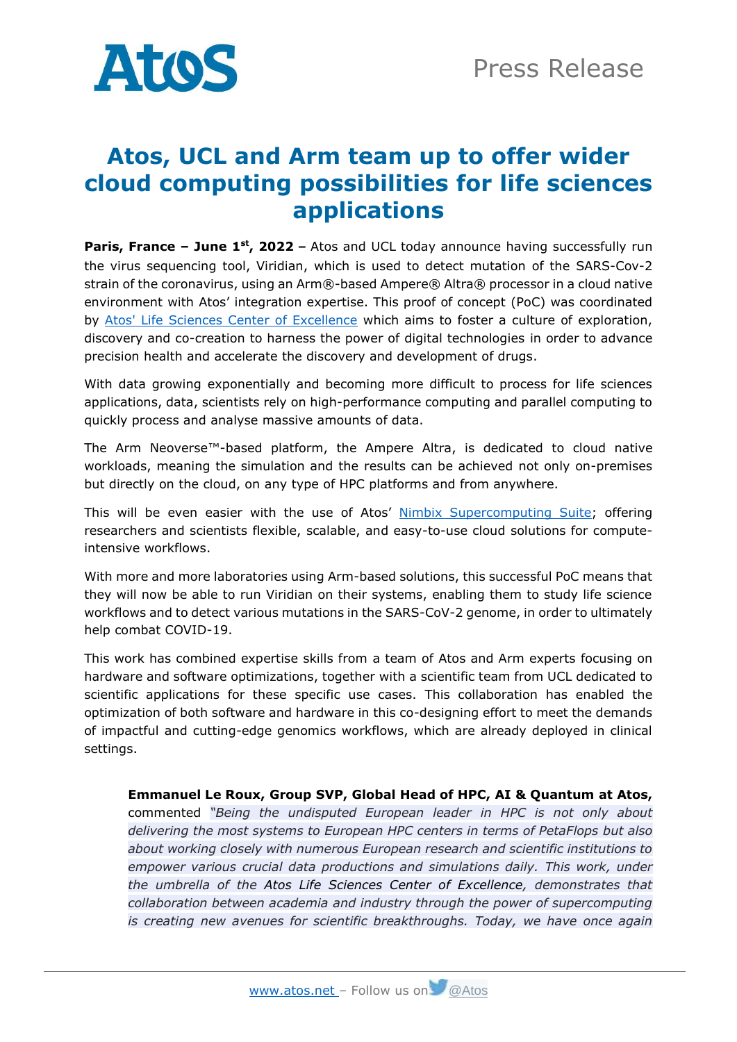Press Release

# Atos, UCL and Arm team up to offer wider cloud computing possibilities for life sciences applications

**Paris, France – June 1st, 2022 –** Atos and UCL today announce having successfully run the virus sequencing tool, Viridian, which is used to detect mutation of the SARS-Cov-2 strain of the coronavirus, using an Arm®-based Ampere® Altra® processor in a cloud native environment with Atos' integration expertise. This proof of concept (PoC) was coordinated by [Atos' Life Sciences Center of Excellence] which aims to foster a culture of exploration, discovery and co-creation to harness the power of digital technologies in order to advance precision health and accelerate the discovery and development of drugs.

With data growing exponentially and becoming more difficult to process for life sciences applications, data, scientists rely on high-performance computing and parallel computing to quickly process and analyse massive amounts of data.

The Arm Neoverse™-based platform, the Ampere Altra, is dedicated to cloud native workloads, meaning the simulation and the results can be achieved not only on-premises but directly on the cloud, on any type of HPC platforms and from anywhere.

This will be even easier with the use of Atos' [Nimbix Supercomputing Suite]; offering researchers and scientists flexible, scalable, and easy-to-use cloud solutions for compute-intensive workflows.

With more and more laboratories using Arm-based solutions, this successful PoC means that they will now be able to run Viridian on their systems, enabling them to study life science workflows and to detect various mutations in the SARS-CoV-2 genome, in order to ultimately help combat COVID-19.

This work has combined expertise skills from a team of Atos and Arm experts focusing on hardware and software optimizations, together with a scientific team from UCL dedicated to scientific applications for these specific use cases. This collaboration has enabled the optimization of both software and hardware in this co-designing effort to meet the demands of impactful and cutting-edge genomics workflows, which are already deployed in clinical settings.

> **Emmanuel Le Roux, Group SVP, Global Head of HPC, AI & Quantum at Atos,** commented *"Being the undisputed European leader in HPC is not only about delivering the most systems to European HPC centers in terms of PetaFlops but also about working closely with numerous European research and scientific institutions to empower various crucial data productions and simulations daily. This work, under the umbrella of the* Atos Life Sciences Center of Excellence*, demonstrates that collaboration between academia and industry through the power of supercomputing is creating new avenues for scientific breakthroughs. Today, we have once again*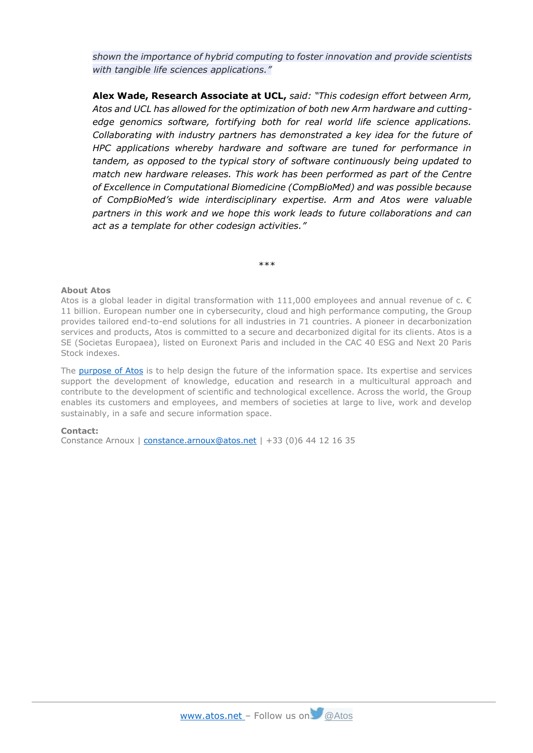*shown the importance of hybrid computing to foster innovation and provide scientists with tangible life sciences applications."*

**Alex Wade, Research Associate at UCL,** *said: "This codesign effort between Arm, Atos and UCL has allowed for the optimization of both new Arm hardware and cutting-edge genomics software, fortifying both for real world life science applications. Collaborating with industry partners has demonstrated a key idea for the future of HPC applications whereby hardware and software are tuned for performance in tandem, as opposed to the typical story of software continuously being updated to match new hardware releases. This work has been performed as part of the Centre of Excellence in Computational Biomedicine (CompBioMed) and was possible because of CompBioMed's wide interdisciplinary expertise. Arm and Atos were valuable partners in this work and we hope this work leads to future collaborations and can act as a template for other codesign activities."*

***

**About Atos**

Atos is a global leader in digital transformation with 111,000 employees and annual revenue of c. € 11 billion. European number one in cybersecurity, cloud and high performance computing, the Group provides tailored end-to-end solutions for all industries in 71 countries. A pioneer in decarbonization services and products, Atos is committed to a secure and decarbonized digital for its clients. Atos is a SE (Societas Europaea), listed on Euronext Paris and included in the CAC 40 ESG and Next 20 Paris Stock indexes.

The purpose of Atos is to help design the future of the information space. Its expertise and services support the development of knowledge, education and research in a multicultural approach and contribute to the development of scientific and technological excellence. Across the world, the Group enables its customers and employees, and members of societies at large to live, work and develop sustainably, in a safe and secure information space.

**Contact:**

Constance Arnoux | constance.arnoux@atos.net | +33 (0)6 44 12 16 35